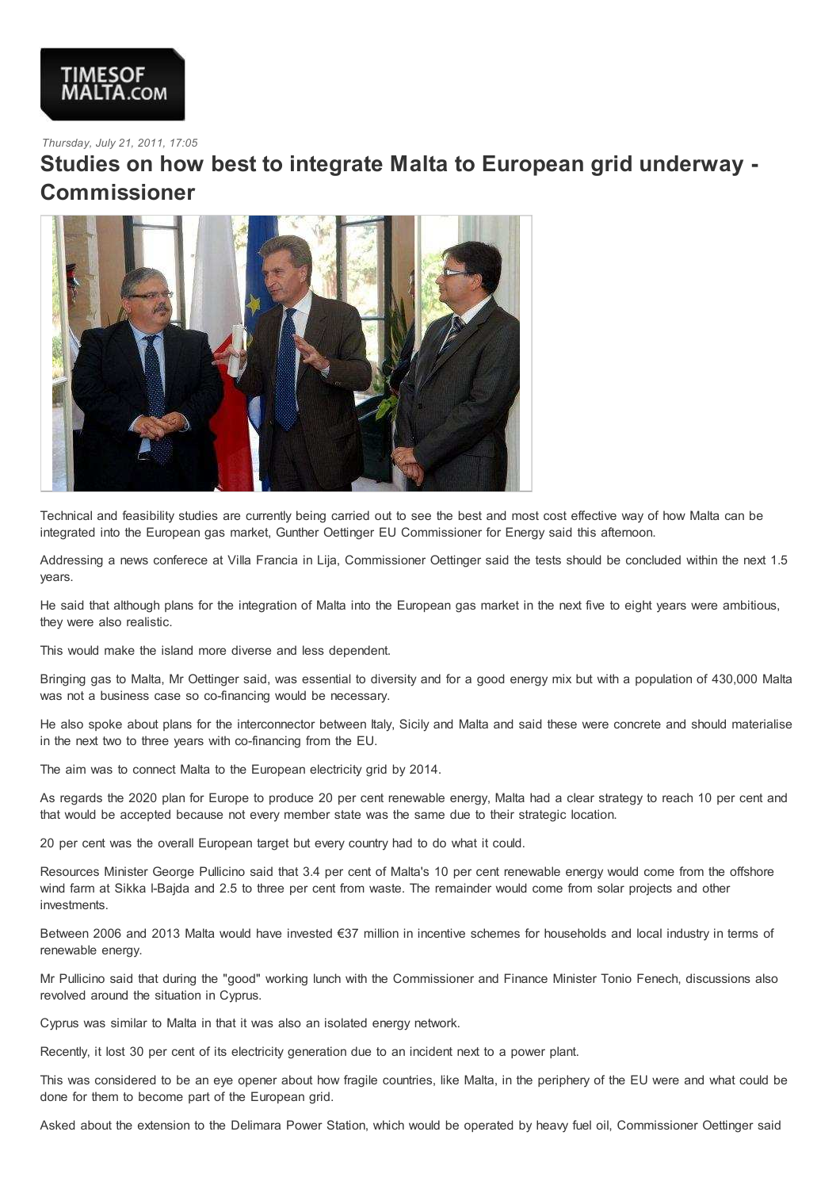*Thursday, July 21, 2011, 17:05*

# Studies on how best to integrate Malta to European grid underway - Commissioner

Technical and feasibility studies are currently being carried out to see the best and most cost effective way of how Malta can be integrated into the European gas market, Gunther Oettinger EU Commissioner for Energy said this afternoon.

Addressing a news conferece at Villa Francia in Lija, Commissioner Oettinger said the tests should be concluded within the next 1.5 years.

He said that although plans for the integration of Malta into the European gas market in the next five to eight years were ambitious, they were also realistic.

This would make the island more diverse and less dependent.

Bringing gas to Malta, Mr Oettinger said, was essential to diversity and for a good energy mix but with a population of 430,000 Malta was not a business case so co-financing would be necessary.

He also spoke about plans for the interconnector between Italy, Sicily and Malta and said these were concrete and should materialise in the next two to three years with co-financing from the EU.

The aim was to connect Malta to the European electricity grid by 2014.

As regards the 2020 plan for Europe to produce 20 per cent renewable energy, Malta had a clear strategy to reach 10 per cent and that would be accepted because not every member state was the same due to their strategic location.

20 per cent was the overall European target but every country had to do what it could.

Resources Minister George Pullicino said that 3.4 per cent of Malta's 10 per cent renewable energy would come from the offshore wind farm at Sikka l-Bajda and 2.5 to three per cent from waste. The remainder would come from solar projects and other investments.

Between 2006 and 2013 Malta would have invested €37 million in incentive schemes for households and local industry in terms of renewable energy.

Mr Pullicino said that during the "good" working lunch with the Commissioner and Finance Minister Tonio Fenech, discussions also revolved around the situation in Cyprus.

Cyprus was similar to Malta in that it was also an isolated energy network.

Recently, it lost 30 per cent of its electricity generation due to an incident next to a power plant.

This was considered to be an eye opener about how fragile countries, like Malta, in the periphery of the EU were and what could be done for them to become part of the European grid.

Asked about the extension to the Delimara Power Station, which would be operated by heavy fuel oil, Commissioner Oettinger said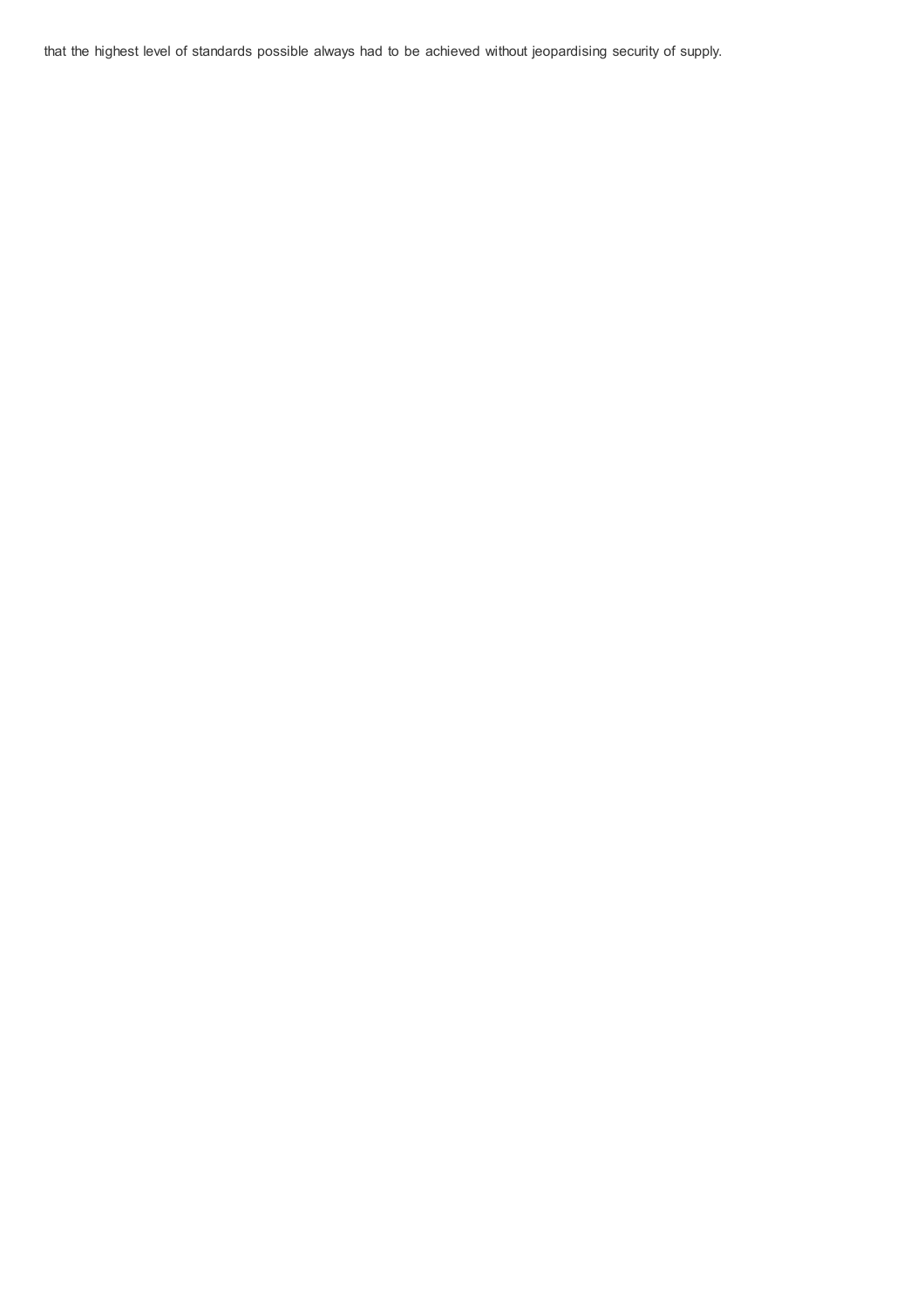that the highest level of standards possible always had to be achieved without jeopardising security of supply.